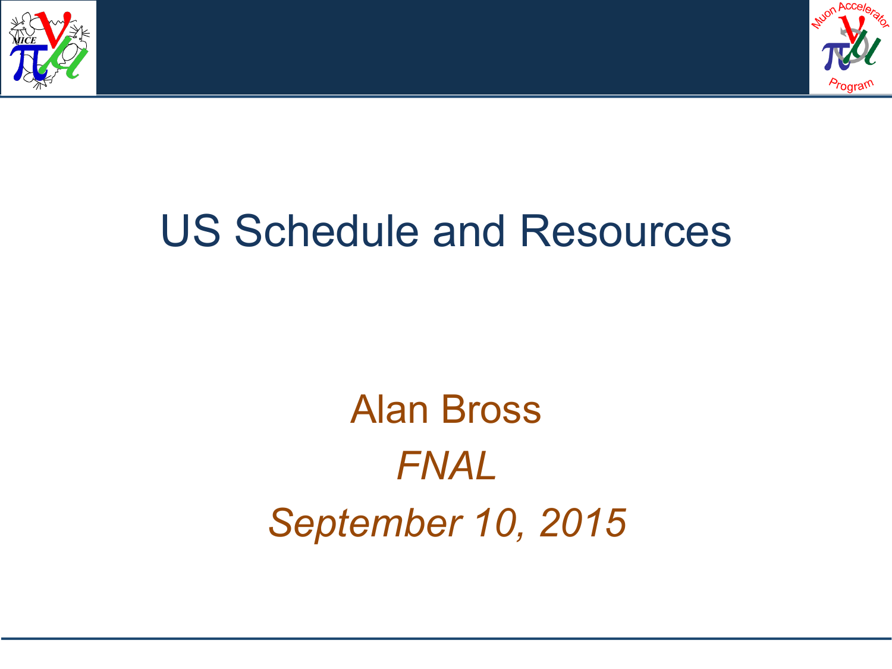# US Schedule and Resources

Alan Bross

*FNAL*

*September 10, 2015*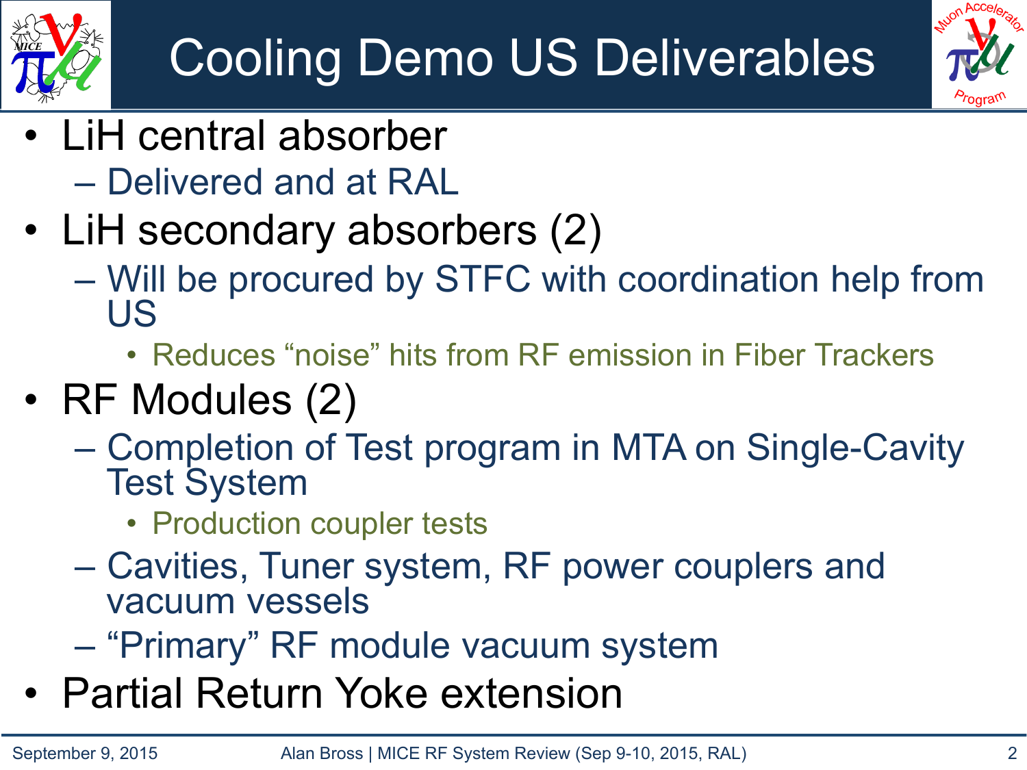# Cooling Demo US Deliverables

- LiH central absorber
  - Delivered and at RAL
- LiH secondary absorbers (2)
  - Will be procured by STFC with coordination help from US
    - Reduces "noise" hits from RF emission in Fiber Trackers
- RF Modules (2)
  - Completion of Test program in MTA on Single-Cavity Test System
    - Production coupler tests
  - Cavities, Tuner system, RF power couplers and vacuum vessels
  - "Primary" RF module vacuum system
- Partial Return Yoke extension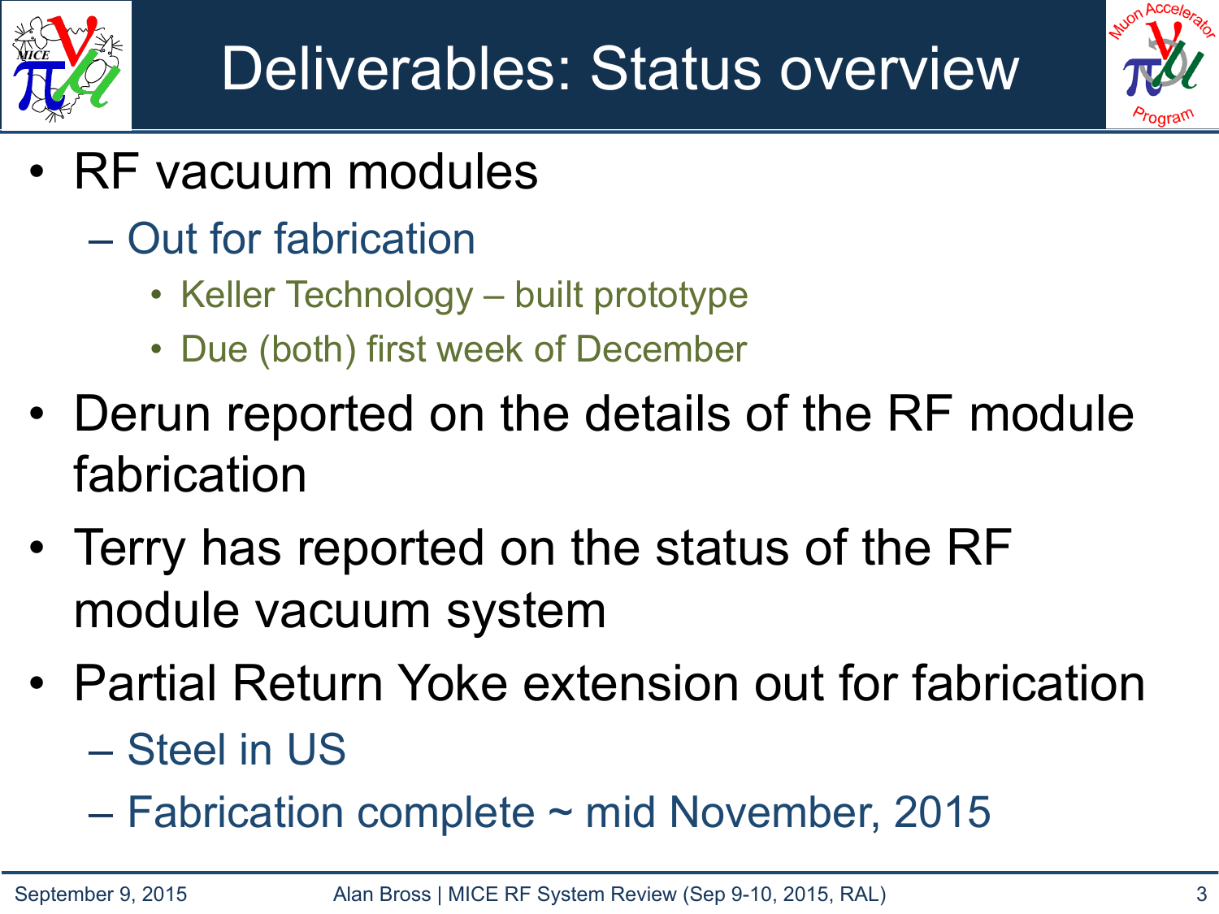# Deliverables: Status overview

- RF vacuum modules
  - Out for fabrication
    - Keller Technology – built prototype
    - Due (both) first week of December
- Derun reported on the details of the RF module fabrication
- Terry has reported on the status of the RF module vacuum system
- Partial Return Yoke extension out for fabrication
  - Steel in US
  - Fabrication complete ~ mid November, 2015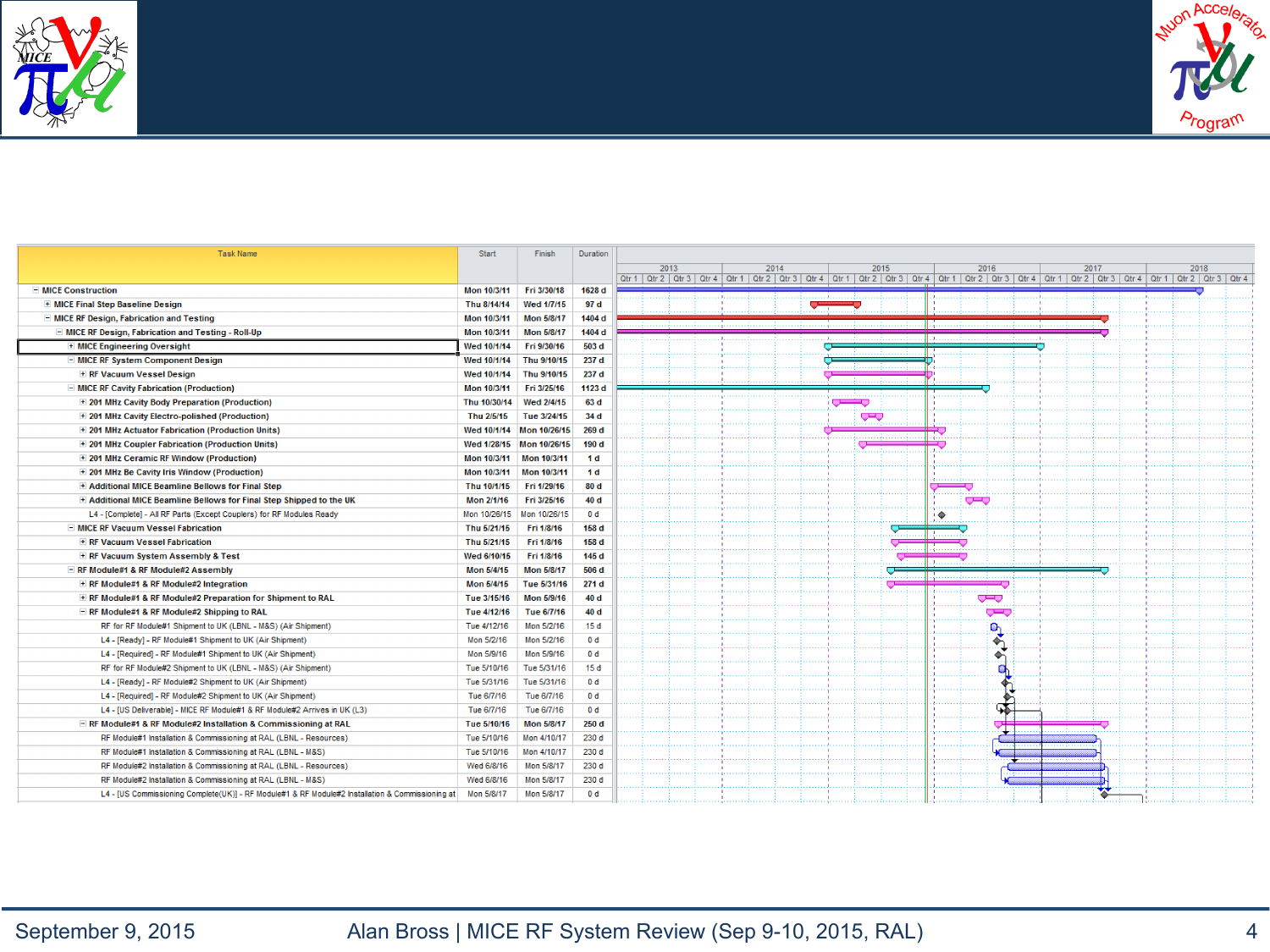| Task Name | Start | Finish | Duration |
|---|---|---|---|
| MICE Construction | Mon 10/3/11 | Fri 3/30/18 | 1628 d |
| MICE Final Step Baseline Design | Thu 8/14/14 | Wed 1/7/15 | 97 d |
| MICE RF Design, Fabrication and Testing | Mon 10/3/11 | Mon 5/8/17 | 1404 d |
| MICE RF Design, Fabrication and Testing - Roll-Up | Mon 10/3/11 | Mon 5/8/17 | 1404 d |
| MICE Engineering Oversight | Wed 10/1/14 | Fri 9/30/16 | 503 d |
| MICE RF System Component Design | Wed 10/1/14 | Thu 9/10/15 | 237 d |
| RF Vacuum Vessel Design | Wed 10/1/14 | Thu 9/10/15 | 237 d |
| MICE RF Cavity Fabrication (Production) | Mon 10/3/11 | Fri 3/25/16 | 1123 d |
| 201 MHz Cavity Body Preparation (Production) | Thu 10/30/14 | Wed 2/4/15 | 63 d |
| 201 MHz Cavity Electro-polished (Production) | Thu 2/5/15 | Tue 3/24/15 | 34 d |
| 201 MHz Actuator Fabrication (Production Units) | Wed 10/1/14 | Mon 10/26/15 | 269 d |
| 201 MHz Coupler Fabrication (Production Units) | Wed 1/28/15 | Mon 10/26/15 | 190 d |
| 201 MHz Ceramic RF Window (Production) | Mon 10/3/11 | Mon 10/3/11 | 1 d |
| 201 MHz Be Cavity Iris Window (Production) | Mon 10/3/11 | Mon 10/3/11 | 1 d |
| Additional MICE Beamline Bellows for Final Step | Thu 10/1/15 | Fri 1/29/16 | 80 d |
| Additional MICE Beamline Bellows for Final Step Shipped to the UK | Mon 2/1/16 | Fri 3/25/16 | 40 d |
| L4 - [Complete] - All RF Parts (Except Couplers) for RF Modules Ready | Mon 10/26/15 | Mon 10/26/15 | 0 d |
| MICE RF Vacuum Vessel Fabrication | Thu 5/21/15 | Fri 1/8/16 | 158 d |
| RF Vacuum Vessel Fabrication | Thu 5/21/15 | Fri 1/8/16 | 158 d |
| RF Vacuum System Assembly & Test | Wed 6/10/15 | Fri 1/8/16 | 145 d |
| RF Module#1 & RF Module#2 Assembly | Mon 5/4/15 | Mon 5/8/17 | 506 d |
| RF Module#1 & RF Module#2 Integration | Mon 5/4/15 | Tue 5/31/16 | 271 d |
| RF Module#1 & RF Module#2 Preparation for Shipment to RAL | Tue 3/15/16 | Mon 5/9/16 | 40 d |
| RF Module#1 & RF Module#2 Shipping to RAL | Tue 4/12/16 | Tue 6/7/16 | 40 d |
| RF for RF Module#1 Shipment to UK (LBNL - M&S) (Air Shipment) | Tue 4/12/16 | Mon 5/2/16 | 15 d |
| L4 - [Ready] - RF Module#1 Shipment to UK (Air Shipment) | Mon 5/2/16 | Mon 5/2/16 | 0 d |
| L4 - [Required] - RF Module#1 Shipment to UK (Air Shipment) | Mon 5/9/16 | Mon 5/9/16 | 0 d |
| RF for RF Module#2 Shipment to UK (LBNL - M&S) (Air Shipment) | Tue 5/10/16 | Tue 5/31/16 | 15 d |
| L4 - [Ready] - RF Module#2 Shipment to UK (Air Shipment) | Tue 5/31/16 | Tue 5/31/16 | 0 d |
| L4 - [Required] - RF Module#2 Shipment to UK (Air Shipment) | Tue 6/7/16 | Tue 6/7/16 | 0 d |
| L4 - [US Deliverable] - MICE RF Module#1 & RF Module#2 Arrives in UK (L3) | Tue 6/7/16 | Tue 6/7/16 | 0 d |
| RF Module#1 & RF Module#2 Installation & Commissioning at RAL | Tue 5/10/16 | Mon 5/8/17 | 250 d |
| RF Module#1 Installation & Commissioning at RAL (LBNL - Resources) | Tue 5/10/16 | Mon 4/10/17 | 230 d |
| RF Module#1 Installation & Commissioning at RAL (LBNL - M&S) | Tue 5/10/16 | Mon 4/10/17 | 230 d |
| RF Module#2 Installation & Commissioning at RAL (LBNL - Resources) | Wed 6/8/16 | Mon 5/8/17 | 230 d |
| RF Module#2 Installation & Commissioning at RAL (LBNL - M&S) | Wed 6/8/16 | Mon 5/8/17 | 230 d |
| L4 - [US Commissioning Complete(UK)] - RF Module#1 & RF Module#2 Installation & Commissioning at | Mon 5/8/17 | Mon 5/8/17 | 0 d |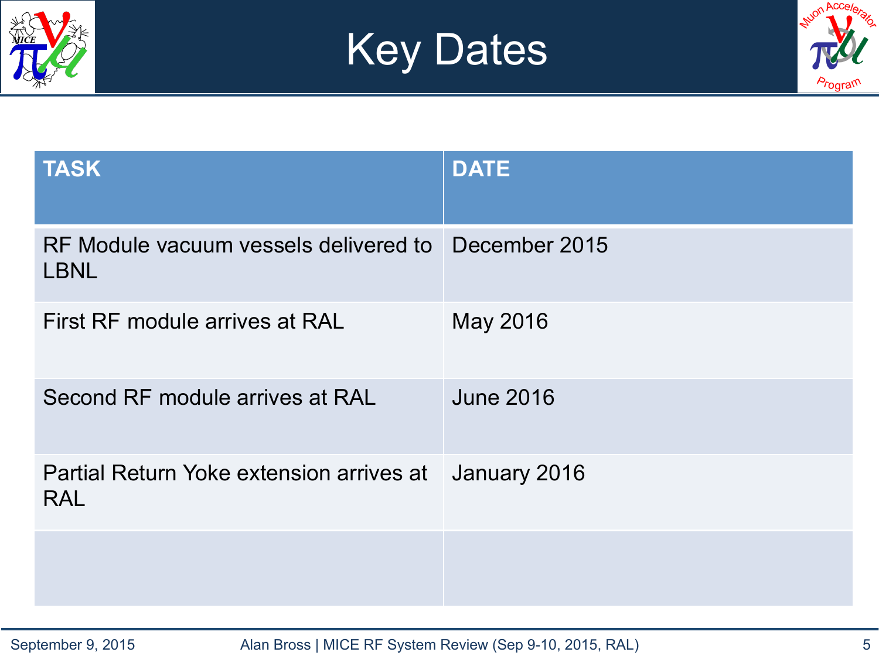# Key Dates

| TASK | DATE |
|---|---|
| RF Module vacuum vessels delivered to LBNL | December 2015 |
| First RF module arrives at RAL | May 2016 |
| Second RF module arrives at RAL | June 2016 |
| Partial Return Yoke extension arrives at RAL | January 2016 |
| | |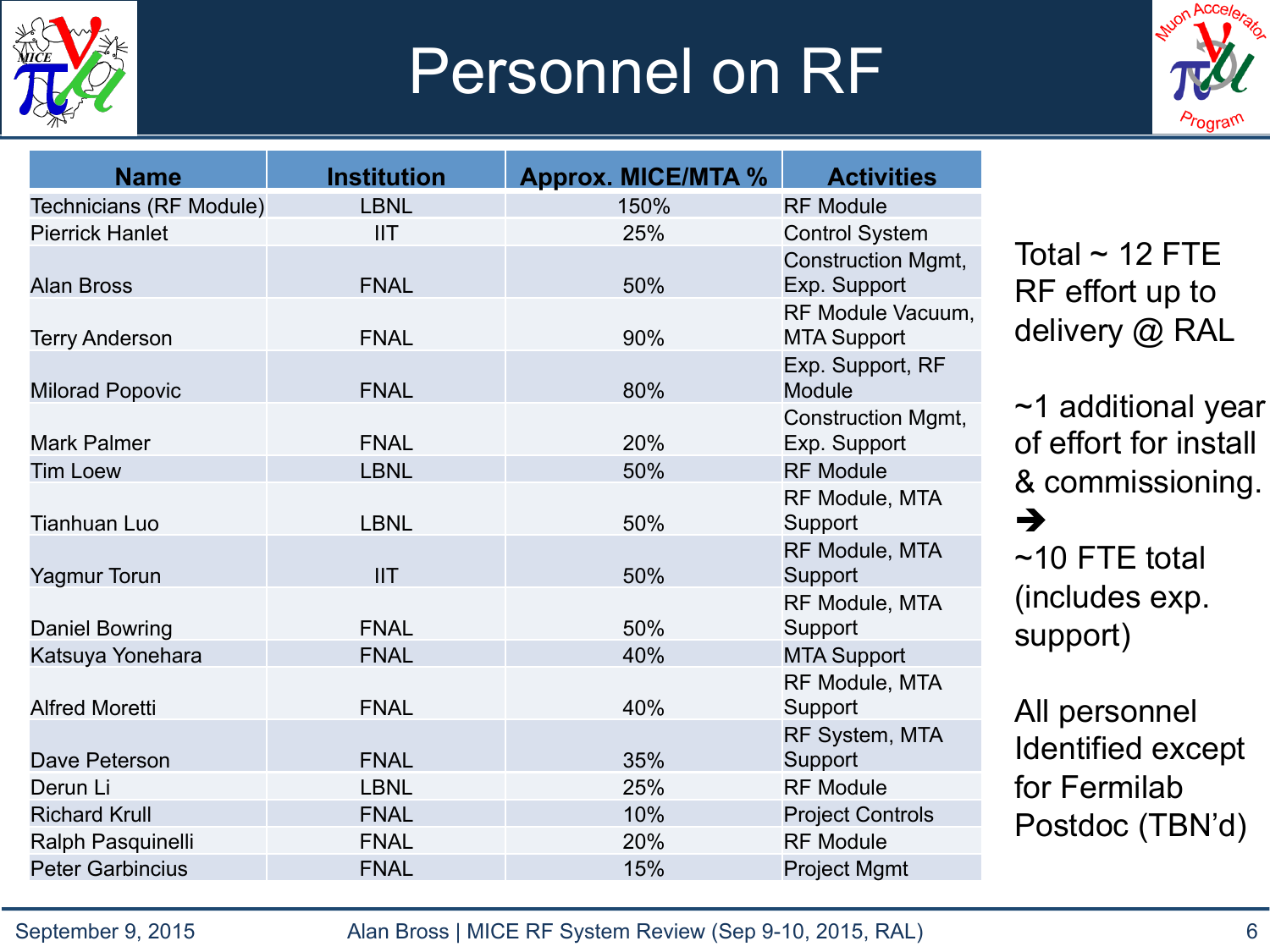# Personnel on RF

| Name | Institution | Approx. MICE/MTA % | Activities |
|---|---|---|---|
| Technicians (RF Module) | LBNL | 150% | RF Module |
| Pierrick Hanlet | IIT | 25% | Control System |
| Alan Bross | FNAL | 50% | Construction Mgmt, Exp. Support |
| Terry Anderson | FNAL | 90% | RF Module Vacuum, MTA Support |
| Milorad Popovic | FNAL | 80% | Exp. Support, RF Module |
| Mark Palmer | FNAL | 20% | Construction Mgmt, Exp. Support |
| Tim Loew | LBNL | 50% | RF Module |
| Tianhuan Luo | LBNL | 50% | RF Module, MTA Support |
| Yagmur Torun | IIT | 50% | RF Module, MTA Support |
| Daniel Bowring | FNAL | 50% | RF Module, MTA Support |
| Katsuya Yonehara | FNAL | 40% | MTA Support |
| Alfred Moretti | FNAL | 40% | RF Module, MTA Support |
| Dave Peterson | FNAL | 35% | RF System, MTA Support |
| Derun Li | LBNL | 25% | RF Module |
| Richard Krull | FNAL | 10% | Project Controls |
| Ralph Pasquinelli | FNAL | 20% | RF Module |
| Peter Garbincius | FNAL | 15% | Project Mgmt |

Total ~ 12 FTE RF effort up to delivery @ RAL

~1 additional year of effort for install & commissioning. ➔ ~10 FTE total (includes exp. support)

All personnel Identified except for Fermilab Postdoc (TBN'd)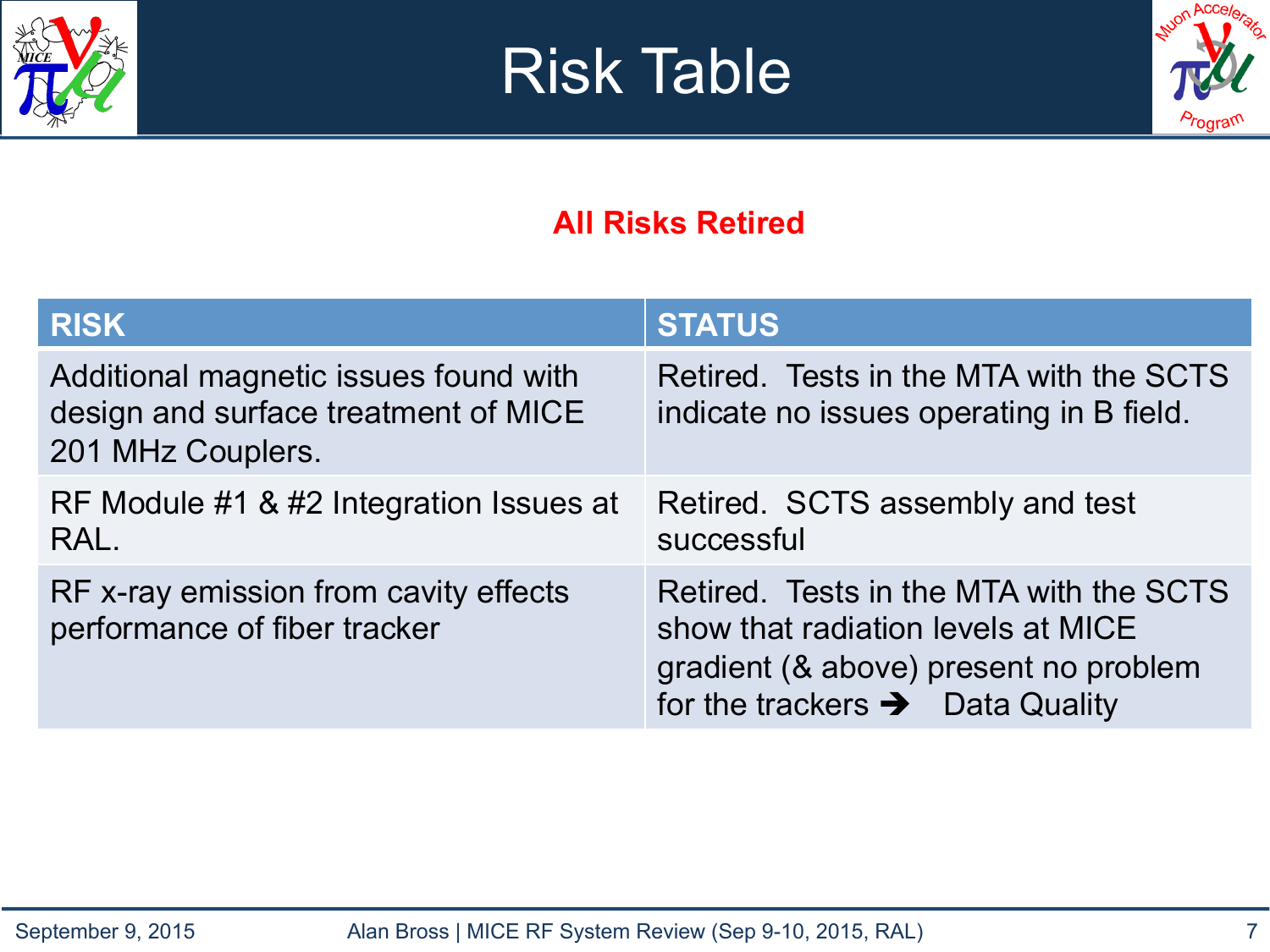# Risk Table

**All Risks Retired**

| RISK | STATUS |
|---|---|
| Additional magnetic issues found with design and surface treatment of MICE 201 MHz Couplers. | Retired. Tests in the MTA with the SCTS indicate no issues operating in B field. |
| RF Module #1 & #2 Integration Issues at RAL. | Retired. SCTS assembly and test successful |
| RF x-ray emission from cavity effects performance of fiber tracker | Retired. Tests in the MTA with the SCTS show that radiation levels at MICE gradient (& above) present no problem for the trackers ➔ Data Quality |